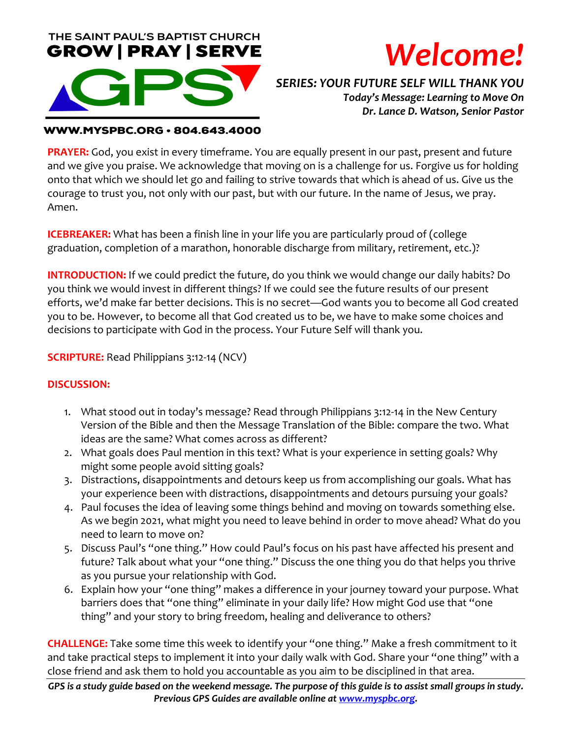THE SAINT PAUL'S BAPTIST CHURCH
**GROW | PRAY | SERVE**

# GPS

**WWW.MYSPBC.ORG • 804.643.4000**

# *Welcome!*

***SERIES: YOUR FUTURE SELF WILL THANK YOU***
***Today's Message: Learning to Move On***
***Dr. Lance D. Watson, Senior Pastor***

**PRAYER:** God, you exist in every timeframe. You are equally present in our past, present and future and we give you praise. We acknowledge that moving on is a challenge for us. Forgive us for holding onto that which we should let go and failing to strive towards that which is ahead of us. Give us the courage to trust you, not only with our past, but with our future. In the name of Jesus, we pray. Amen.

**ICEBREAKER:** What has been a finish line in your life you are particularly proud of (college graduation, completion of a marathon, honorable discharge from military, retirement, etc.)?

**INTRODUCTION:** If we could predict the future, do you think we would change our daily habits? Do you think we would invest in different things? If we could see the future results of our present efforts, we'd make far better decisions. This is no secret—God wants you to become all God created you to be. However, to become all that God created us to be, we have to make some choices and decisions to participate with God in the process. Your Future Self will thank you.

**SCRIPTURE:** Read Philippians 3:12-14 (NCV)

**DISCUSSION:**

1. What stood out in today's message? Read through Philippians 3:12-14 in the New Century Version of the Bible and then the Message Translation of the Bible: compare the two. What ideas are the same? What comes across as different?
2. What goals does Paul mention in this text? What is your experience in setting goals? Why might some people avoid sitting goals?
3. Distractions, disappointments and detours keep us from accomplishing our goals. What has your experience been with distractions, disappointments and detours pursuing your goals?
4. Paul focuses the idea of leaving some things behind and moving on towards something else. As we begin 2021, what might you need to leave behind in order to move ahead? What do you need to learn to move on?
5. Discuss Paul's "one thing." How could Paul's focus on his past have affected his present and future? Talk about what your "one thing." Discuss the one thing you do that helps you thrive as you pursue your relationship with God.
6. Explain how your "one thing" makes a difference in your journey toward your purpose. What barriers does that "one thing" eliminate in your daily life? How might God use that "one thing" and your story to bring freedom, healing and deliverance to others?

**CHALLENGE:** Take some time this week to identify your "one thing." Make a fresh commitment to it and take practical steps to implement it into your daily walk with God. Share your "one thing" with a close friend and ask them to hold you accountable as you aim to be disciplined in that area.

***GPS is a study guide based on the weekend message. The purpose of this guide is to assist small groups in study. Previous GPS Guides are available online at [www.myspbc.org](www.myspbc.org).***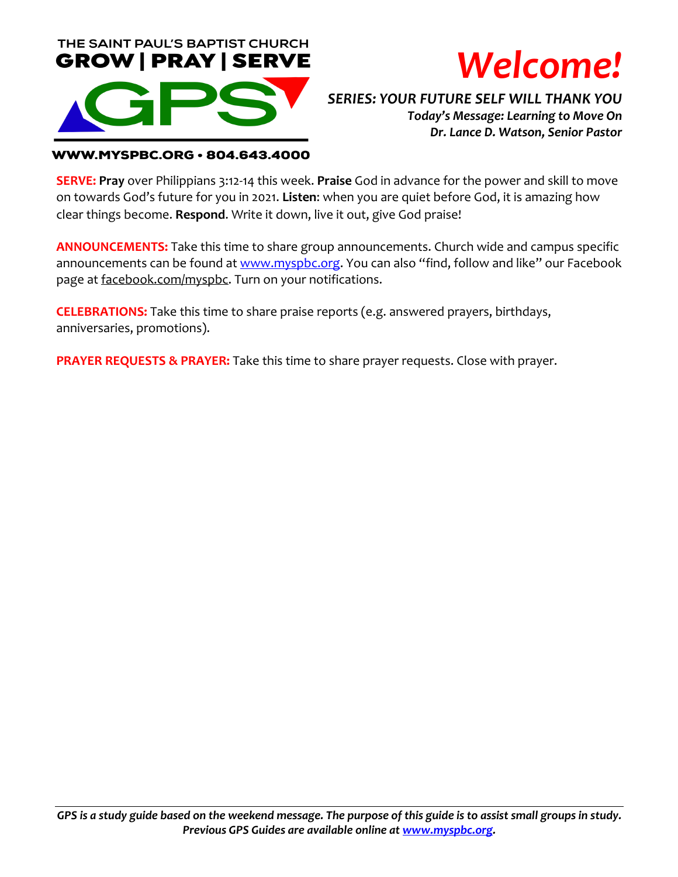THE SAINT PAUL'S BAPTIST CHURCH
**GROW | PRAY | SERVE**

**GPS**

**WWW.MYSPBC.ORG • 804.643.4000**

# *Welcome!*

***SERIES: YOUR FUTURE SELF WILL THANK YOU***
***Today's Message: Learning to Move On***
***Dr. Lance D. Watson, Senior Pastor***

**SERVE:** **Pray** over Philippians 3:12-14 this week. **Praise** God in advance for the power and skill to move on towards God's future for you in 2021. **Listen**: when you are quiet before God, it is amazing how clear things become. **Respond**. Write it down, live it out, give God praise!

**ANNOUNCEMENTS:** Take this time to share group announcements. Church wide and campus specific announcements can be found at www.myspbc.org. You can also "find, follow and like" our Facebook page at facebook.com/myspbc. Turn on your notifications.

**CELEBRATIONS:** Take this time to share praise reports (e.g. answered prayers, birthdays, anniversaries, promotions).

**PRAYER REQUESTS & PRAYER:** Take this time to share prayer requests. Close with prayer.

***GPS is a study guide based on the weekend message. The purpose of this guide is to assist small groups in study. Previous GPS Guides are available online at www.myspbc.org.***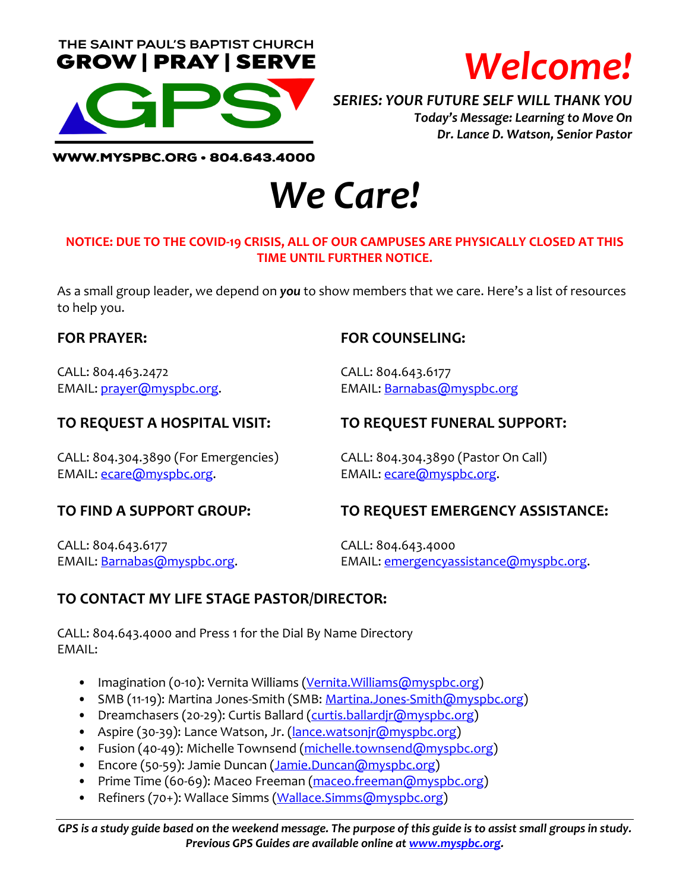THE SAINT PAUL'S BAPTIST CHURCH
GROW | PRAY | SERVE
GPS

WWW.MYSPBC.ORG • 804.643.4000

# *Welcome!*

***SERIES: YOUR FUTURE SELF WILL THANK YOU***
***Today's Message: Learning to Move On***
***Dr. Lance D. Watson, Senior Pastor***

# *We Care!*

**NOTICE: DUE TO THE COVID-19 CRISIS, ALL OF OUR CAMPUSES ARE PHYSICALLY CLOSED AT THIS TIME UNTIL FURTHER NOTICE.**

As a small group leader, we depend on ***you*** to show members that we care. Here's a list of resources to help you.

### FOR PRAYER:

CALL: 804.463.2472
EMAIL: prayer@myspbc.org.

### FOR COUNSELING:

CALL: 804.643.6177
EMAIL: Barnabas@myspbc.org

### TO REQUEST A HOSPITAL VISIT:

CALL: 804.304.3890 (For Emergencies)
EMAIL: ecare@myspbc.org.

### TO REQUEST FUNERAL SUPPORT:

CALL: 804.304.3890 (Pastor On Call)
EMAIL: ecare@myspbc.org.

### TO FIND A SUPPORT GROUP:

CALL: 804.643.6177
EMAIL: Barnabas@myspbc.org.

### TO REQUEST EMERGENCY ASSISTANCE:

CALL: 804.643.4000
EMAIL: emergencyassistance@myspbc.org.

### TO CONTACT MY LIFE STAGE PASTOR/DIRECTOR:

CALL: 804.643.4000 and Press 1 for the Dial By Name Directory
EMAIL:

- Imagination (0-10): Vernita Williams (Vernita.Williams@myspbc.org)
- SMB (11-19): Martina Jones-Smith (SMB: Martina.Jones-Smith@myspbc.org)
- Dreamchasers (20-29): Curtis Ballard (curtis.ballardjr@myspbc.org)
- Aspire (30-39): Lance Watson, Jr. (lance.watsonjr@myspbc.org)
- Fusion (40-49): Michelle Townsend (michelle.townsend@myspbc.org)
- Encore (50-59): Jamie Duncan (Jamie.Duncan@myspbc.org)
- Prime Time (60-69): Maceo Freeman (maceo.freeman@myspbc.org)
- Refiners (70+): Wallace Simms (Wallace.Simms@myspbc.org)

***GPS is a study guide based on the weekend message. The purpose of this guide is to assist small groups in study. Previous GPS Guides are available online at www.myspbc.org.***